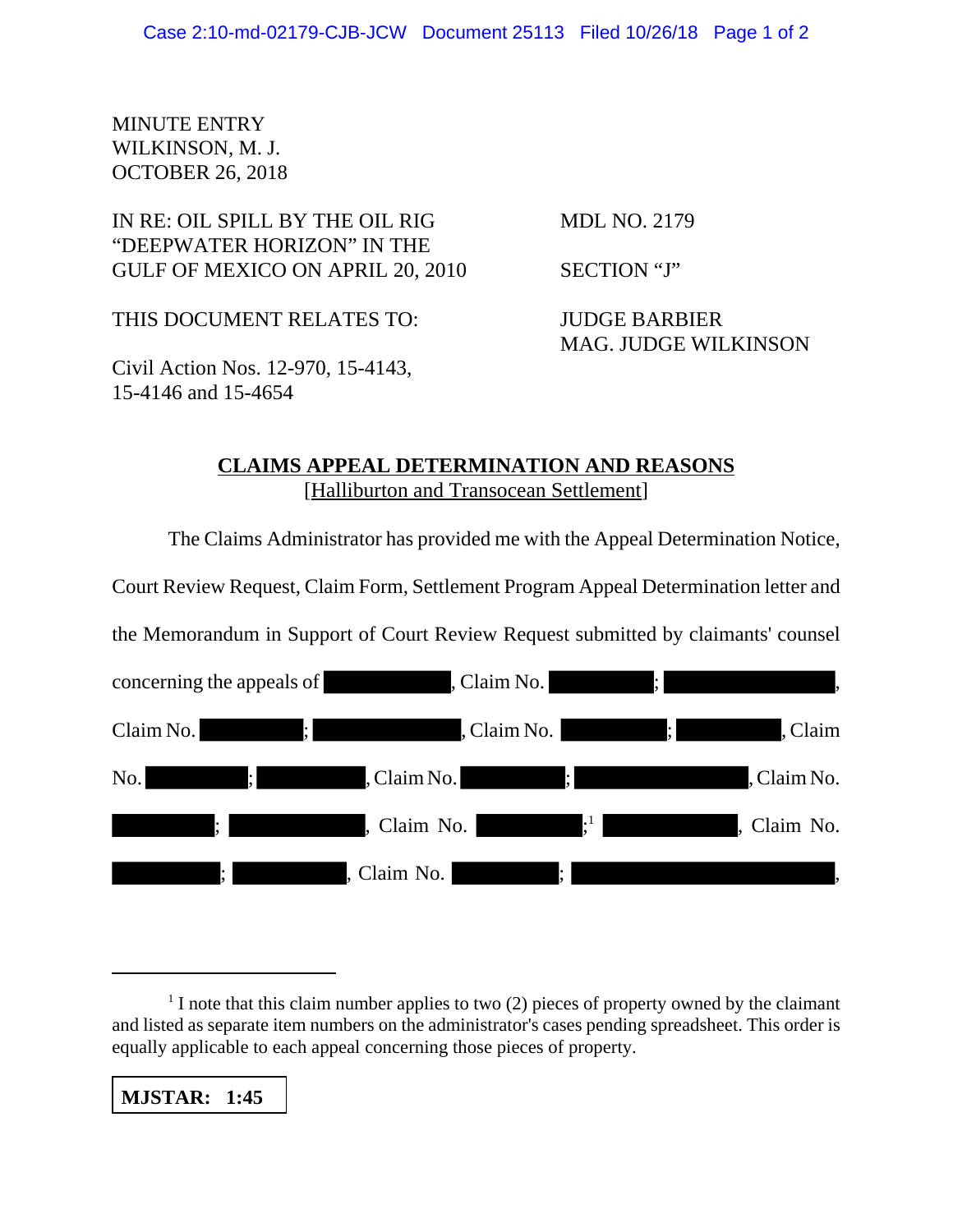MINUTE ENTRY
WILKINSON, M. J.
OCTOBER 26, 2018

IN RE: OIL SPILL BY THE OIL RIG "DEEPWATER HORIZON" IN THE GULF OF MEXICO ON APRIL 20, 2010

MDL NO. 2179

SECTION "J"

THIS DOCUMENT RELATES TO:

Civil Action Nos. 12-970, 15-4143, 15-4146 and 15-4654

JUDGE BARBIER
MAG. JUDGE WILKINSON

## CLAIMS APPEAL DETERMINATION AND REASONS
[Halliburton and Transocean Settlement]

The Claims Administrator has provided me with the Appeal Determination Notice, Court Review Request, Claim Form, Settlement Program Appeal Determination letter and the Memorandum in Support of Court Review Request submitted by claimants' counsel concerning the appeals of [REDACTED], Claim No. [REDACTED]; [REDACTED], Claim No. [REDACTED]; [REDACTED], Claim No. [REDACTED]; [REDACTED], Claim No. [REDACTED]; [REDACTED], Claim No. [REDACTED]; [REDACTED], Claim No. [REDACTED]; [REDACTED], Claim No. [REDACTED];[1] [REDACTED], Claim No. [REDACTED]; [REDACTED], Claim No. [REDACTED]; [REDACTED],

[1] I note that this claim number applies to two (2) pieces of property owned by the claimant and listed as separate item numbers on the administrator's cases pending spreadsheet. This order is equally applicable to each appeal concerning those pieces of property.

**MJSTAR: 1:45**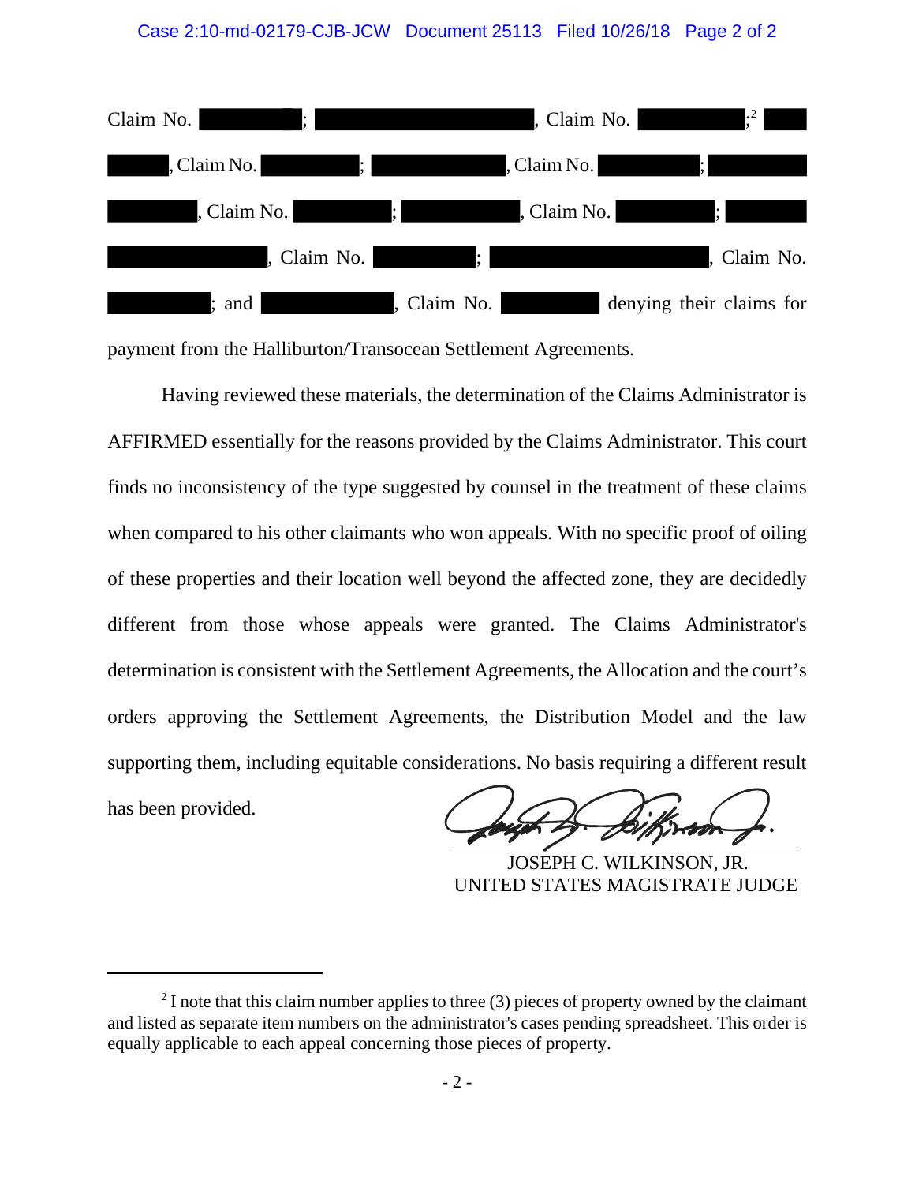Claim No. ███████; ███████████████, Claim No. ███████;[2] ███ ███████, Claim No. ███████; ███████████, Claim No. ███████; ███████, Claim No. ███████; ███████████, Claim No. ███████; ███████ ███████████, Claim No. ███████; ███████████████, Claim No. ███████; and ███████████, Claim No. ███████ denying their claims for payment from the Halliburton/Transocean Settlement Agreements.

Having reviewed these materials, the determination of the Claims Administrator is AFFIRMED essentially for the reasons provided by the Claims Administrator. This court finds no inconsistency of the type suggested by counsel in the treatment of these claims when compared to his other claimants who won appeals. With no specific proof of oiling of these properties and their location well beyond the affected zone, they are decidedly different from those whose appeals were granted. The Claims Administrator's determination is consistent with the Settlement Agreements, the Allocation and the court's orders approving the Settlement Agreements, the Distribution Model and the law supporting them, including equitable considerations. No basis requiring a different result has been provided.

JOSEPH C. WILKINSON, JR.
UNITED STATES MAGISTRATE JUDGE

---

[2] I note that this claim number applies to three (3) pieces of property owned by the claimant and listed as separate item numbers on the administrator's cases pending spreadsheet. This order is equally applicable to each appeal concerning those pieces of property.